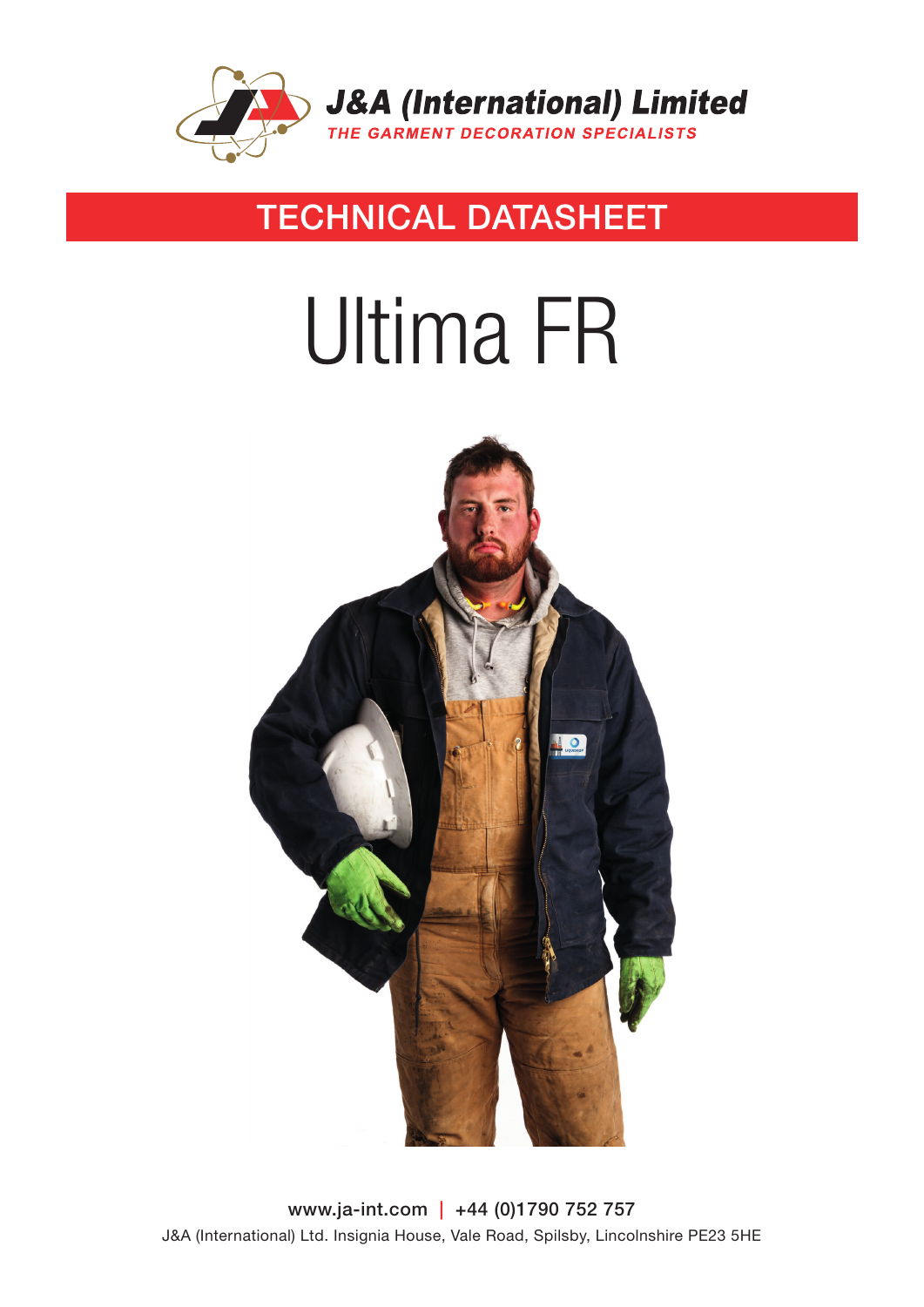**J&A (International) Limited**

*THE GARMENT DECORATION SPECIALISTS*

## TECHNICAL DATASHEET

# Ultima FR

www.ja-int.com | +44 (0)1790 752 757

J&A (International) Ltd. Insignia House, Vale Road, Spilsby, Lincolnshire PE23 5HE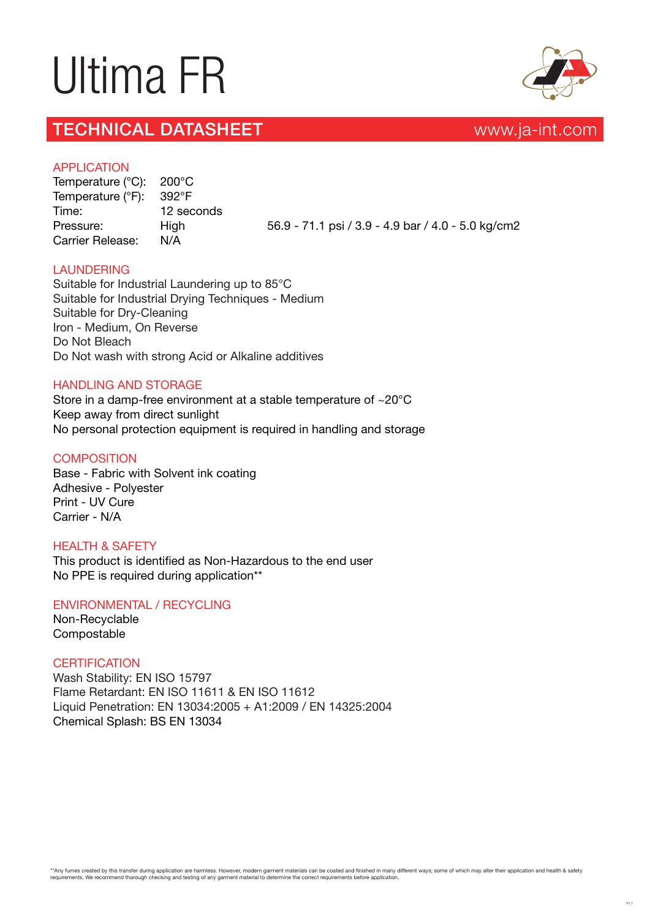# Ultima FR

## TECHNICAL DATASHEET

www.ja-int.com

### APPLICATION

| | | |
|---|---|---|
| Temperature (°C): | 200°C | |
| Temperature (°F): | 392°F | |
| Time: | 12 seconds | |
| Pressure: | High | 56.9 - 71.1 psi / 3.9 - 4.9 bar / 4.0 - 5.0 kg/cm2 |
| Carrier Release: | N/A | |

### LAUNDERING

Suitable for Industrial Laundering up to 85°C
Suitable for Industrial Drying Techniques - Medium
Suitable for Dry-Cleaning
Iron - Medium, On Reverse
Do Not Bleach
Do Not wash with strong Acid or Alkaline additives

### HANDLING AND STORAGE

Store in a damp-free environment at a stable temperature of ~20°C
Keep away from direct sunlight
No personal protection equipment is required in handling and storage

### COMPOSITION

Base - Fabric with Solvent ink coating
Adhesive - Polyester
Print - UV Cure
Carrier - N/A

### HEALTH & SAFETY

This product is identified as Non-Hazardous to the end user
No PPE is required during application**

### ENVIRONMENTAL / RECYCLING

Non-Recyclable
Compostable

### CERTIFICATION

Wash Stability: EN ISO 15797
Flame Retardant: EN ISO 11611 & EN ISO 11612
Liquid Penetration: EN 13034:2005 + A1:2009 / EN 14325:2004
Chemical Splash: BS EN 13034

**Any fumes created by this transfer during application are harmless. However, modern garment materials can be coated and finished in many different ways; some of which may alter their application and health & safety requirements. We recommend thorough checking and testing of any garment material to determine the correct requirements before application.